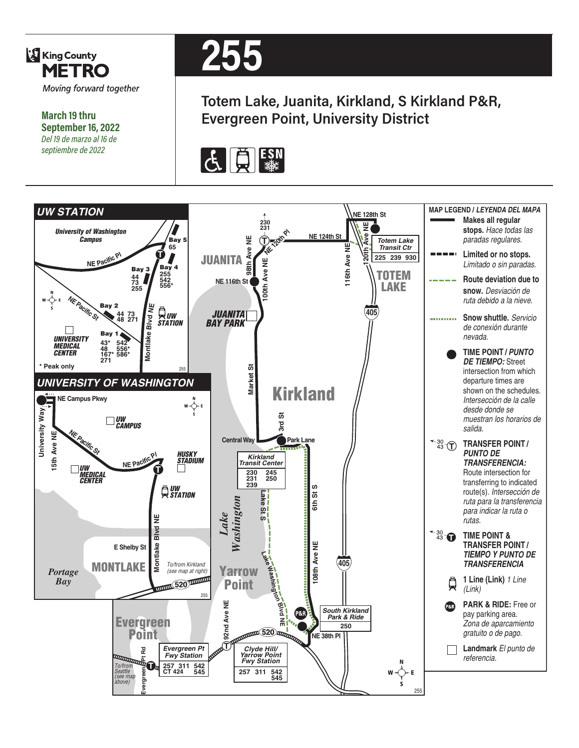King County METRO

*Moving forward together*

**March 19 thru September 16, 2022**

*Del 19 de marzo al 16 de septiembre de 2022*

# 255

## Totem Lake, Juanita, Kirkland, S Kirkland P&R, Evergreen Point, University District

### UW STATION

University of Washington Campus

NE Pacific Pl

Bay 5: 65

Bay 4: 255, 542, 556*

Bay 3: 44, 73, 255

Bay 2: 44, 73, 48, 271

Bay 1: 43*, 48, 167*, 271, 542, 556*, 586*

NE Pacific St

Montlake Blvd NE

UW STATION

UNIVERSITY MEDICAL CENTER

\* Peak only

### UNIVERSITY OF WASHINGTON

NE Campus Pkwy

University Way

15th Ave NE

NE Pacific St

UW CAMPUS

UW MEDICAL CENTER

NE Pacific Pl

HUSKY STADIUM

UW STATION

Montlake Blvd NE

E Shelby St

MONTLAKE

To/from Kirkland (see map at right)

Portage Bay

520

Evergreen Point

Evergreen Pt Rd

To/from Seattle (see map above)

Evergreen Pt Fwy Station: 257, 311, 542, CT 424, 545

92nd Ave NE

Clyde Hill/ Yarrow Point Fwy Station: 257, 311, 542, 545

Yarrow Point

Lake Washington

Lake Washington Blvd NE

Lake St S

South Kirkland Park & Ride: 250

NE 38th Pl

108th Ave NE

6th St S

Kirkland Transit Center: 230, 231, 239, 245, 250

Central Way

Park Lane

3rd St

Kirkland

Market St

JUANITA BAY PARK

NE 116th St

100th Ave NE

98th Ave NE

JUANITA

230, 231

NE 120th Pl

NE 124th St

116th Ave NE

NE 128th St

120th Ave NE

Totem Lake Transit Ctr: 225, 239, 930

TOTEM LAKE

405

### MAP LEGEND / *LEYENDA DEL MAPA*

- **Makes all regular stops.** *Hace todas las paradas regulares.*
- **Limited or no stops.** *Limitado o sin paradas.*
- **Route deviation due to snow.** *Desviación de ruta debido a la nieve.*
- **Snow shuttle.** *Servicio de conexión durante nevada.*
- **TIME POINT /** ***PUNTO DE TIEMPO:*** Street intersection from which departure times are shown on the schedules. *Intersección de la calle desde donde se muestran los horarios de salida.*
- **TRANSFER POINT /** ***PUNTO DE TRANSFERENCIA:*** Route intersection for transferring to indicated route(s). *Intersección de ruta para la transferencia para indicar la ruta o rutas.*
- **TIME POINT & TRANSFER POINT /** ***TIEMPO Y PUNTO DE TRANSFERENCIA***
- **1 Line (Link)** *1 Line (Link)*
- **PARK & RIDE:** Free or pay parking area. *Zona de aparcamiento gratuito o de pago.*
- **Landmark** *El punto de referencia.*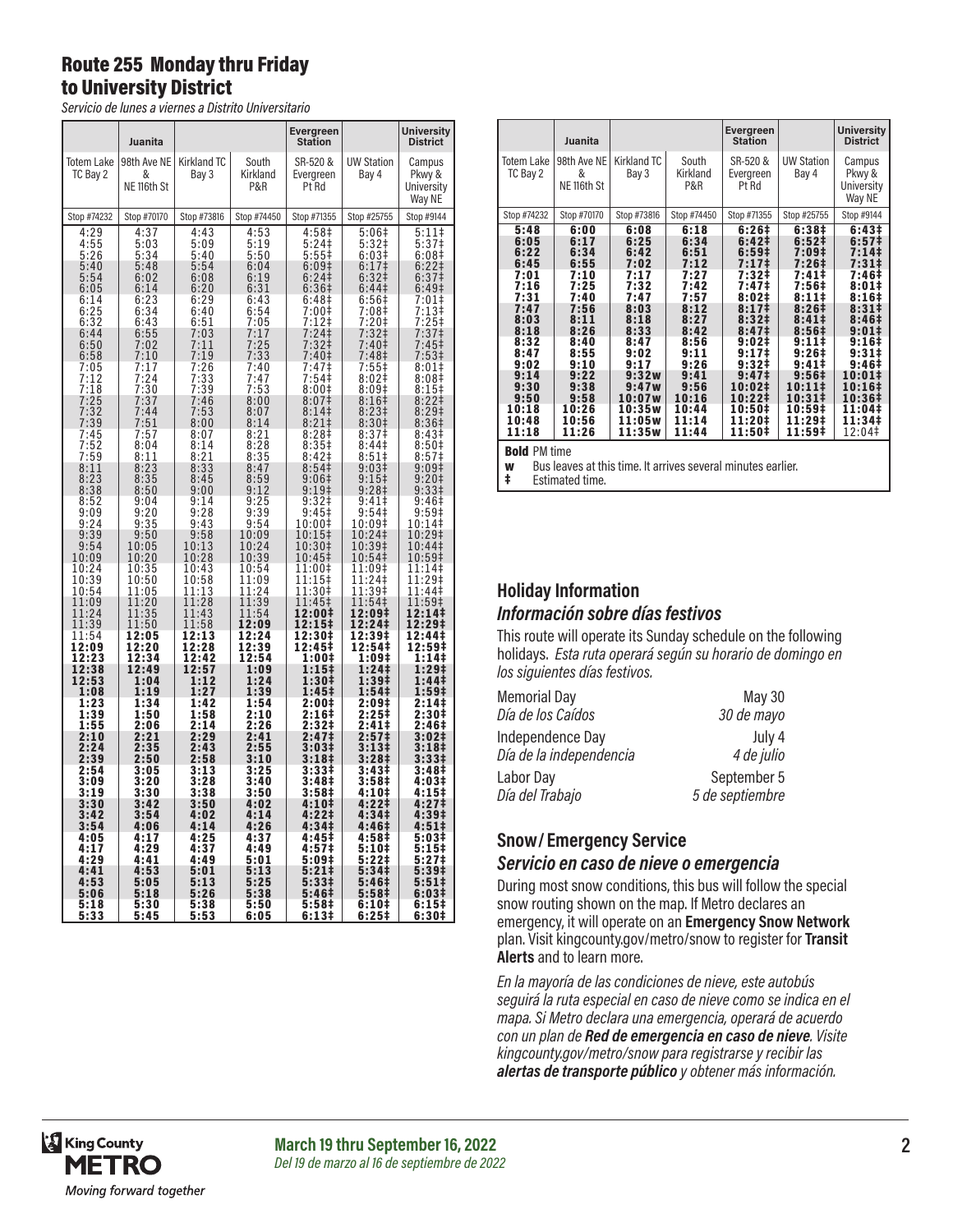# Route 255 Monday thru Friday to University District

*Servicio de lunes a viernes a Distrito Universitario*

| | Juanita | | | Evergreen Station | | University District |
|---|---|---|---|---|---|---|
| Totem Lake TC Bay 2 | 98th Ave NE & NE 116th St | Kirkland TC Bay 3 | South Kirkland P&R | SR-520 & Evergreen Pt Rd | UW Station Bay 4 | Campus Pkwy & University Way NE |
| Stop #74232 | Stop #70170 | Stop #73816 | Stop #74450 | Stop #71355 | Stop #25755 | Stop #9144 |
| 4:29 | 4:37 | 4:43 | 4:53 | 4:58‡ | 5:06‡ | 5:11‡ |
| 4:55 | 5:03 | 5:09 | 5:19 | 5:24‡ | 5:32‡ | 5:37‡ |
| 5:26 | 5:34 | 5:40 | 5:50 | 5:55‡ | 6:03‡ | 6:08‡ |
| 5:40 | 5:48 | 5:54 | 6:04 | 6:09‡ | 6:17‡ | 6:22‡ |
| 5:54 | 6:02 | 6:08 | 6:19 | 6:24‡ | 6:32‡ | 6:37‡ |
| 6:05 | 6:14 | 6:20 | 6:31 | 6:36‡ | 6:44‡ | 6:49‡ |
| 6:14 | 6:23 | 6:29 | 6:43 | 6:48‡ | 6:56‡ | 7:01‡ |
| 6:25 | 6:34 | 6:40 | 6:54 | 7:00‡ | 7:08‡ | 7:13‡ |
| 6:32 | 6:43 | 6:51 | 7:05 | 7:12‡ | 7:20‡ | 7:25‡ |
| 6:44 | 6:55 | 7:03 | 7:17 | 7:24‡ | 7:32‡ | 7:37‡ |
| 6:50 | 7:02 | 7:11 | 7:25 | 7:32‡ | 7:40‡ | 7:45‡ |
| 6:58 | 7:10 | 7:19 | 7:33 | 7:40‡ | 7:48‡ | 7:53‡ |
| 7:05 | 7:17 | 7:26 | 7:40 | 7:47‡ | 7:55‡ | 8:01‡ |
| 7:12 | 7:24 | 7:33 | 7:47 | 7:54‡ | 8:02‡ | 8:08‡ |
| 7:18 | 7:30 | 7:39 | 7:53 | 8:00‡ | 8:09‡ | 8:15‡ |
| 7:25 | 7:37 | 7:46 | 8:00 | 8:07‡ | 8:16‡ | 8:22‡ |
| 7:32 | 7:44 | 7:53 | 8:07 | 8:14‡ | 8:23‡ | 8:29‡ |
| 7:39 | 7:51 | 8:00 | 8:14 | 8:21‡ | 8:30‡ | 8:36‡ |
| 7:45 | 7:57 | 8:07 | 8:21 | 8:28‡ | 8:37‡ | 8:43‡ |
| 7:52 | 8:04 | 8:14 | 8:28 | 8:35‡ | 8:44‡ | 8:50‡ |
| 7:59 | 8:11 | 8:21 | 8:35 | 8:42‡ | 8:51‡ | 8:57‡ |
| 8:11 | 8:23 | 8:33 | 8:47 | 8:54‡ | 9:03‡ | 9:09‡ |
| 8:23 | 8:35 | 8:45 | 8:59 | 9:06‡ | 9:15‡ | 9:20‡ |
| 8:38 | 8:50 | 9:00 | 9:12 | 9:19‡ | 9:28‡ | 9:33‡ |
| 8:52 | 9:04 | 9:14 | 9:25 | 9:32‡ | 9:41‡ | 9:46‡ |
| 9:09 | 9:20 | 9:28 | 9:39 | 9:45‡ | 9:54‡ | 9:59‡ |
| 9:24 | 9:35 | 9:43 | 9:54 | 10:00‡ | 10:09‡ | 10:14‡ |
| 9:39 | 9:50 | 9:58 | 10:09 | 10:15‡ | 10:24‡ | 10:29‡ |
| 9:54 | 10:05 | 10:13 | 10:24 | 10:30‡ | 10:39‡ | 10:44‡ |
| 10:09 | 10:20 | 10:28 | 10:39 | 10:45‡ | 10:54‡ | 10:59‡ |
| 10:24 | 10:35 | 10:43 | 10:54 | 11:00‡ | 11:09‡ | 11:14‡ |
| 10:39 | 10:50 | 10:58 | 11:09 | 11:15‡ | 11:24‡ | 11:29‡ |
| 10:54 | 11:05 | 11:13 | 11:24 | 11:30‡ | 11:39‡ | 11:44‡ |
| 11:09 | 11:20 | 11:28 | 11:39 | 11:45‡ | 11:54‡ | 11:59‡ |
| 11:24 | 11:35 | 11:43 | 11:54 | **12:00‡** | **12:09‡** | **12:14‡** |
| 11:39 | 11:50 | 11:58 | **12:09** | **12:15‡** | **12:24‡** | **12:29‡** |
| 11:54 | **12:05** | **12:13** | **12:24** | **12:30‡** | **12:39‡** | **12:44‡** |
| **12:09** | **12:20** | **12:28** | **12:39** | **12:45‡** | **12:54‡** | **12:59‡** |
| **12:23** | **12:34** | **12:42** | **12:54** | **1:00‡** | **1:09‡** | **1:14‡** |
| **12:38** | **12:49** | **12:57** | **1:09** | **1:15‡** | **1:24‡** | **1:29‡** |
| **12:53** | **1:04** | **1:12** | **1:24** | **1:30‡** | **1:39‡** | **1:44‡** |
| **1:08** | **1:19** | **1:27** | **1:39** | **1:45‡** | **1:54‡** | **1:59‡** |
| **1:23** | **1:34** | **1:42** | **1:54** | **2:00‡** | **2:09‡** | **2:14‡** |
| **1:39** | **1:50** | **1:58** | **2:10** | **2:16‡** | **2:25‡** | **2:30‡** |
| **1:55** | **2:06** | **2:14** | **2:26** | **2:32‡** | **2:41‡** | **2:46‡** |
| **2:10** | **2:21** | **2:29** | **2:41** | **2:47‡** | **2:57‡** | **3:02‡** |
| **2:24** | **2:35** | **2:43** | **2:55** | **3:03‡** | **3:13‡** | **3:18‡** |
| **2:39** | **2:50** | **2:58** | **3:10** | **3:18‡** | **3:28‡** | **3:33‡** |
| **2:54** | **3:05** | **3:13** | **3:25** | **3:33‡** | **3:43‡** | **3:48‡** |
| **3:09** | **3:20** | **3:28** | **3:40** | **3:48‡** | **3:58‡** | **4:03‡** |
| **3:19** | **3:30** | **3:38** | **3:50** | **3:58‡** | **4:10‡** | **4:15‡** |
| **3:30** | **3:42** | **3:50** | **4:02** | **4:10‡** | **4:22‡** | **4:27‡** |
| **3:42** | **3:54** | **4:02** | **4:14** | **4:22‡** | **4:34‡** | **4:39‡** |
| **3:54** | **4:06** | **4:14** | **4:26** | **4:34‡** | **4:46‡** | **4:51‡** |
| **4:05** | **4:17** | **4:25** | **4:37** | **4:45‡** | **4:58‡** | **5:03‡** |
| **4:17** | **4:29** | **4:37** | **4:49** | **4:57‡** | **5:10‡** | **5:15‡** |
| **4:29** | **4:41** | **4:49** | **5:01** | **5:09‡** | **5:22‡** | **5:27‡** |
| **4:41** | **4:53** | **5:01** | **5:13** | **5:21‡** | **5:34‡** | **5:39‡** |
| **4:53** | **5:05** | **5:13** | **5:25** | **5:33‡** | **5:46‡** | **5:51‡** |
| **5:06** | **5:18** | **5:26** | **5:38** | **5:46‡** | **5:58‡** | **6:03‡** |
| **5:18** | **5:30** | **5:38** | **5:50** | **5:58‡** | **6:10‡** | **6:15‡** |
| **5:33** | **5:45** | **5:53** | **6:05** | **6:13‡** | **6:25‡** | **6:30‡** |
| **5:48** | **6:00** | **6:08** | **6:18** | **6:26‡** | **6:38‡** | **6:43‡** |
| **6:05** | **6:17** | **6:25** | **6:34** | **6:42‡** | **6:52‡** | **6:57‡** |
| **6:22** | **6:34** | **6:42** | **6:51** | **6:59‡** | **7:09‡** | **7:14‡** |
| **6:45** | **6:55** | **7:02** | **7:12** | **7:17‡** | **7:26‡** | **7:31‡** |
| **7:01** | **7:10** | **7:17** | **7:27** | **7:32‡** | **7:41‡** | **7:46‡** |
| **7:16** | **7:25** | **7:32** | **7:42** | **7:47‡** | **7:56‡** | **8:01‡** |
| **7:31** | **7:40** | **7:47** | **7:57** | **8:02‡** | **8:11‡** | **8:16‡** |
| **7:47** | **7:56** | **8:03** | **8:12** | **8:17‡** | **8:26‡** | **8:31‡** |
| **8:03** | **8:11** | **8:18** | **8:27** | **8:32‡** | **8:41‡** | **8:46‡** |
| **8:18** | **8:26** | **8:33** | **8:42** | **8:47‡** | **8:56‡** | **9:01‡** |
| **8:32** | **8:40** | **8:47** | **8:56** | **9:02‡** | **9:11‡** | **9:16‡** |
| **8:47** | **8:55** | **9:02** | **9:11** | **9:17‡** | **9:26‡** | **9:31‡** |
| **9:02** | **9:10** | **9:17** | **9:26** | **9:32‡** | **9:41‡** | **9:46‡** |
| **9:14** | **9:22** | **9:32w** | **9:41** | **9:47‡** | **9:56‡** | **10:01‡** |
| **9:30** | **9:38** | **9:47w** | **9:56** | **10:02‡** | **10:11‡** | **10:16‡** |
| **9:50** | **9:58** | **10:07w** | **10:16** | **10:22‡** | **10:31‡** | **10:36‡** |
| **10:18** | **10:26** | **10:35w** | **10:44** | **10:50‡** | **10:59‡** | **11:04‡** |
| **10:48** | **10:56** | **11:05w** | **11:14** | **11:20‡** | **11:29‡** | **11:34‡** |
| **11:18** | **11:26** | **11:35w** | **11:44** | **11:50‡** | **11:59‡** | 12:04‡ |

**Bold** PM time

**w** Bus leaves at this time. It arrives several minutes earlier.

**‡** Estimated time.

## Holiday Information

## *Información sobre días festivos*

This route will operate its Sunday schedule on the following holidays. *Esta ruta operará según su horario de domingo en los siguientes días festivos.*

| | |
|---|---|
| Memorial Day | May 30 |
| *Día de los Caídos* | *30 de mayo* |
| Independence Day | July 4 |
| *Día de la independencia* | *4 de julio* |
| Labor Day | September 5 |
| *Día del Trabajo* | *5 de septiembre* |

## Snow / Emergency Service

## *Servicio en caso de nieve o emergencia*

During most snow conditions, this bus will follow the special snow routing shown on the map. If Metro declares an emergency, it will operate on an **Emergency Snow Network** plan. Visit kingcounty.gov/metro/snow to register for **Transit Alerts** and to learn more.

*En la mayoría de las condiciones de nieve, este autobús seguirá la ruta especial en caso de nieve como se indica en el mapa. Si Metro declara una emergencia, operará de acuerdo con un plan de* ***Red de emergencia en caso de nieve****. Visite kingcounty.gov/metro/snow para registrarse y recibir las* ***alertas de transporte público*** *y obtener más información.*

King County METRO *Moving forward together*

**March 19 thru September 16, 2022**
*Del 19 de marzo al 16 de septiembre de 2022*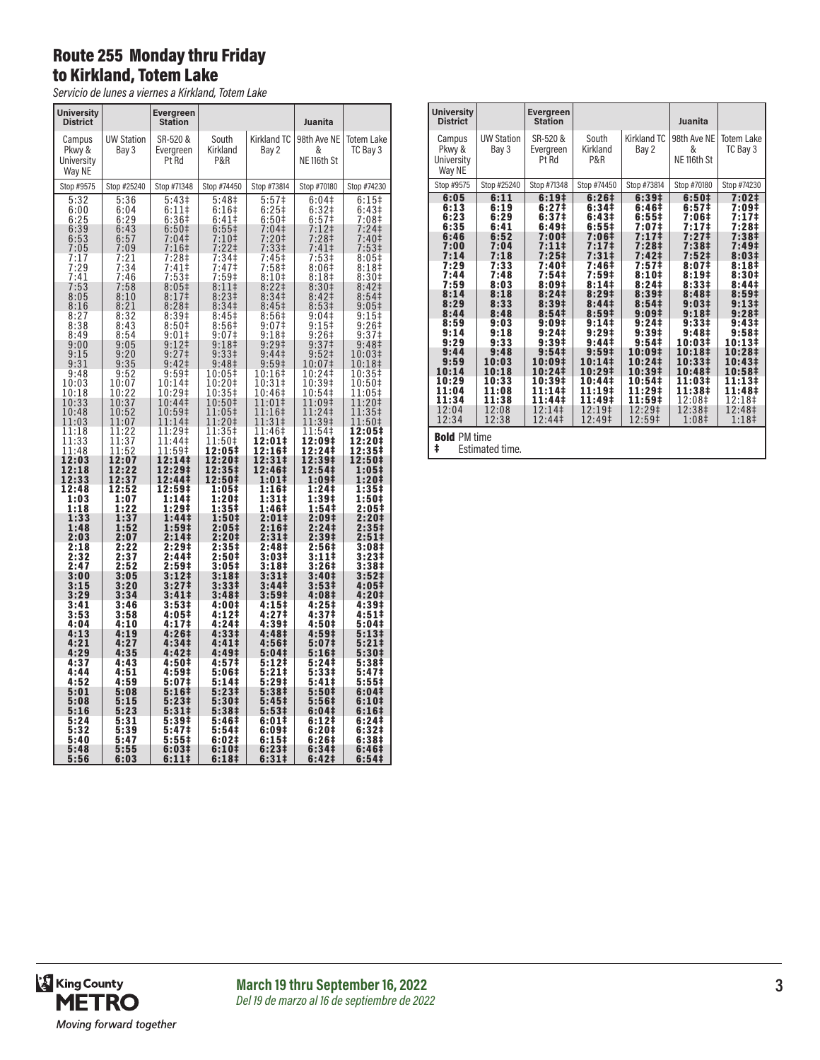## Route 255 Monday thru Friday to Kirkland, Totem Lake

*Servicio de lunes a viernes a Kirkland, Totem Lake*

| University District | | Evergreen Station | | | Juanita | |
|---|---|---|---|---|---|---|
| Campus Pkwy & University Way NE | UW Station Bay 3 | SR-520 & Evergreen Pt Rd | South Kirkland P&R | Kirkland TC Bay 2 | 98th Ave NE & NE 116th St | Totem Lake TC Bay 3 |
| Stop #9575 | Stop #25240 | Stop #71348 | Stop #74450 | Stop #73814 | Stop #70180 | Stop #74230 |
| 5:32 | 5:36 | 5:43‡ | 5:48‡ | 5:57‡ | 6:04‡ | 6:15‡ |
| 6:00 | 6:04 | 6:11‡ | 6:16‡ | 6:25‡ | 6:32‡ | 6:43‡ |
| 6:25 | 6:29 | 6:36‡ | 6:41‡ | 6:50‡ | 6:57‡ | 7:08‡ |
| 6:39 | 6:43 | 6:50‡ | 6:55‡ | 7:04‡ | 7:12‡ | 7:24‡ |
| 6:53 | 6:57 | 7:04‡ | 7:10‡ | 7:20‡ | 7:28‡ | 7:40‡ |
| 7:05 | 7:09 | 7:16‡ | 7:22‡ | 7:33‡ | 7:41‡ | 7:53‡ |
| 7:17 | 7:21 | 7:28‡ | 7:34‡ | 7:45‡ | 7:53‡ | 8:05‡ |
| 7:29 | 7:34 | 7:41‡ | 7:47‡ | 7:58‡ | 8:06‡ | 8:18‡ |
| 7:41 | 7:46 | 7:53‡ | 7:59‡ | 8:10‡ | 8:18‡ | 8:30‡ |
| 7:53 | 7:58 | 8:05‡ | 8:11‡ | 8:22‡ | 8:30‡ | 8:42‡ |
| 8:05 | 8:10 | 8:17‡ | 8:23‡ | 8:34‡ | 8:42‡ | 8:54‡ |
| 8:16 | 8:21 | 8:28‡ | 8:34‡ | 8:45‡ | 8:53‡ | 9:05‡ |
| 8:27 | 8:32 | 8:39‡ | 8:45‡ | 8:56‡ | 9:04‡ | 9:15‡ |
| 8:38 | 8:43 | 8:50‡ | 8:56‡ | 9:07‡ | 9:15‡ | 9:26‡ |
| 8:49 | 8:54 | 9:01‡ | 9:07‡ | 9:18‡ | 9:26‡ | 9:37‡ |
| 9:00 | 9:05 | 9:12‡ | 9:18‡ | 9:29‡ | 9:37‡ | 9:48‡ |
| 9:15 | 9:20 | 9:27‡ | 9:33‡ | 9:44‡ | 9:52‡ | 10:03‡ |
| 9:31 | 9:35 | 9:42‡ | 9:48‡ | 9:59‡ | 10:07‡ | 10:18‡ |
| 9:48 | 9:52 | 9:59‡ | 10:05‡ | 10:16‡ | 10:24‡ | 10:35‡ |
| 10:03 | 10:07 | 10:14‡ | 10:20‡ | 10:31‡ | 10:39‡ | 10:50‡ |
| 10:18 | 10:22 | 10:29‡ | 10:35‡ | 10:46‡ | 10:54‡ | 11:05‡ |
| 10:33 | 10:37 | 10:44‡ | 10:50‡ | 11:01‡ | 11:09‡ | 11:20‡ |
| 10:48 | 10:52 | 10:59‡ | 11:05‡ | 11:16‡ | 11:24‡ | 11:35‡ |
| 11:03 | 11:07 | 11:14‡ | 11:20‡ | 11:31‡ | 11:39‡ | 11:50‡ |
| 11:18 | 11:22 | 11:29‡ | 11:35‡ | 11:46‡ | 11:54‡ | **12:05‡** |
| 11:33 | 11:37 | 11:44‡ | 11:50‡ | **12:01‡** | **12:09‡** | **12:20‡** |
| 11:48 | 11:52 | 11:59‡ | **12:05‡** | **12:16‡** | **12:24‡** | **12:35‡** |
| **12:03** | **12:07** | **12:14‡** | **12:20‡** | **12:31‡** | **12:39‡** | **12:50‡** |
| **12:18** | **12:22** | **12:29‡** | **12:35‡** | **12:46‡** | **12:54‡** | **1:05‡** |
| **12:33** | **12:37** | **12:44‡** | **12:50‡** | **1:01‡** | **1:09‡** | **1:20‡** |
| **12:48** | **12:52** | **12:59‡** | **1:05‡** | **1:16‡** | **1:24‡** | **1:35‡** |
| **1:03** | **1:07** | **1:14‡** | **1:20‡** | **1:31‡** | **1:39‡** | **1:50‡** |
| **1:18** | **1:22** | **1:29‡** | **1:35‡** | **1:46‡** | **1:54‡** | **2:05‡** |
| **1:33** | **1:37** | **1:44‡** | **1:50‡** | **2:01‡** | **2:09‡** | **2:20‡** |
| **1:48** | **1:52** | **1:59‡** | **2:05‡** | **2:16‡** | **2:24‡** | **2:35‡** |
| **2:03** | **2:07** | **2:14‡** | **2:20‡** | **2:31‡** | **2:39‡** | **2:51‡** |
| **2:18** | **2:22** | **2:29‡** | **2:35‡** | **2:48‡** | **2:56‡** | **3:08‡** |
| **2:32** | **2:37** | **2:44‡** | **2:50‡** | **3:03‡** | **3:11‡** | **3:23‡** |
| **2:47** | **2:52** | **2:59‡** | **3:05‡** | **3:18‡** | **3:26‡** | **3:38‡** |
| **3:00** | **3:05** | **3:12‡** | **3:18‡** | **3:31‡** | **3:40‡** | **3:52‡** |
| **3:15** | **3:20** | **3:27‡** | **3:33‡** | **3:44‡** | **3:53‡** | **4:05‡** |
| **3:29** | **3:34** | **3:41‡** | **3:48‡** | **3:59‡** | **4:08‡** | **4:20‡** |
| **3:41** | **3:46** | **3:53‡** | **4:00‡** | **4:15‡** | **4:25‡** | **4:39‡** |
| **3:53** | **3:58** | **4:05‡** | **4:12‡** | **4:27‡** | **4:37‡** | **4:51‡** |
| **4:04** | **4:10** | **4:17‡** | **4:24‡** | **4:39‡** | **4:50‡** | **5:04‡** |
| **4:13** | **4:19** | **4:26‡** | **4:33‡** | **4:48‡** | **4:59‡** | **5:13‡** |
| **4:21** | **4:27** | **4:34‡** | **4:41‡** | **4:56‡** | **5:07‡** | **5:21‡** |
| **4:29** | **4:35** | **4:42‡** | **4:49‡** | **5:04‡** | **5:16‡** | **5:30‡** |
| **4:37** | **4:43** | **4:50‡** | **4:57‡** | **5:12‡** | **5:24‡** | **5:38‡** |
| **4:44** | **4:51** | **4:59‡** | **5:06‡** | **5:21‡** | **5:33‡** | **5:47‡** |
| **4:52** | **4:59** | **5:07‡** | **5:14‡** | **5:29‡** | **5:41‡** | **5:55‡** |
| **5:01** | **5:08** | **5:16‡** | **5:23‡** | **5:38‡** | **5:50‡** | **6:04‡** |
| **5:08** | **5:15** | **5:23‡** | **5:30‡** | **5:45‡** | **5:56‡** | **6:10‡** |
| **5:16** | **5:23** | **5:31‡** | **5:38‡** | **5:53‡** | **6:04‡** | **6:16‡** |
| **5:24** | **5:31** | **5:39‡** | **5:46‡** | **6:01‡** | **6:12‡** | **6:24‡** |
| **5:32** | **5:39** | **5:47‡** | **5:54‡** | **6:09‡** | **6:20‡** | **6:32‡** |
| **5:40** | **5:47** | **5:55‡** | **6:02‡** | **6:15‡** | **6:26‡** | **6:38‡** |
| **5:48** | **5:55** | **6:03‡** | **6:10‡** | **6:23‡** | **6:34‡** | **6:46‡** |
| **5:56** | **6:03** | **6:11‡** | **6:18‡** | **6:31‡** | **6:42‡** | **6:54‡** |
| **6:05** | **6:11** | **6:19‡** | **6:26‡** | **6:39‡** | **6:50‡** | **7:02‡** |
| **6:13** | **6:19** | **6:27‡** | **6:34‡** | **6:46‡** | **6:57‡** | **7:09‡** |
| **6:23** | **6:29** | **6:37‡** | **6:43‡** | **6:55‡** | **7:06‡** | **7:17‡** |
| **6:35** | **6:41** | **6:49‡** | **6:55‡** | **7:07‡** | **7:17‡** | **7:28‡** |
| **6:46** | **6:52** | **7:00‡** | **7:06‡** | **7:17‡** | **7:27‡** | **7:38‡** |
| **7:00** | **7:04** | **7:11‡** | **7:17‡** | **7:28‡** | **7:38‡** | **7:49‡** |
| **7:14** | **7:18** | **7:25‡** | **7:31‡** | **7:42‡** | **7:52‡** | **8:03‡** |
| **7:29** | **7:33** | **7:40‡** | **7:46‡** | **7:57‡** | **8:07‡** | **8:18‡** |
| **7:44** | **7:48** | **7:54‡** | **7:59‡** | **8:10‡** | **8:19‡** | **8:30‡** |
| **7:59** | **8:03** | **8:09‡** | **8:14‡** | **8:24‡** | **8:33‡** | **8:44‡** |
| **8:14** | **8:18** | **8:24‡** | **8:29‡** | **8:39‡** | **8:48‡** | **8:59‡** |
| **8:29** | **8:33** | **8:39‡** | **8:44‡** | **8:54‡** | **9:03‡** | **9:13‡** |
| **8:44** | **8:48** | **8:54‡** | **8:59‡** | **9:09‡** | **9:18‡** | **9:28‡** |
| **8:59** | **9:03** | **9:09‡** | **9:14‡** | **9:24‡** | **9:33‡** | **9:43‡** |
| **9:14** | **9:18** | **9:24‡** | **9:29‡** | **9:39‡** | **9:48‡** | **9:58‡** |
| **9:29** | **9:33** | **9:39‡** | **9:44‡** | **9:54‡** | **10:03‡** | **10:13‡** |
| **9:44** | **9:48** | **9:54‡** | **9:59‡** | **10:09‡** | **10:18‡** | **10:28‡** |
| **9:59** | **10:03** | **10:09‡** | **10:14‡** | **10:24‡** | **10:33‡** | **10:43‡** |
| **10:14** | **10:18** | **10:24‡** | **10:29‡** | **10:39‡** | **10:48‡** | **10:58‡** |
| **10:29** | **10:33** | **10:39‡** | **10:44‡** | **10:54‡** | **11:03‡** | **11:13‡** |
| **11:04** | **11:08** | **11:14‡** | **11:19‡** | **11:29‡** | **11:38‡** | **11:48‡** |
| **11:34** | **11:38** | **11:44‡** | **11:49‡** | **11:59‡** | 12:08‡ | 12:18‡ |
| 12:04 | 12:08 | 12:14‡ | 12:19‡ | 12:29‡ | 12:38‡ | 12:48‡ |
| 12:34 | 12:38 | 12:44‡ | 12:49‡ | 12:59‡ | 1:08‡ | 1:18‡ |

**Bold** PM time

‡ Estimated time.

**March 19 thru September 16, 2022**
*Del 19 de marzo al 16 de septiembre de 2022*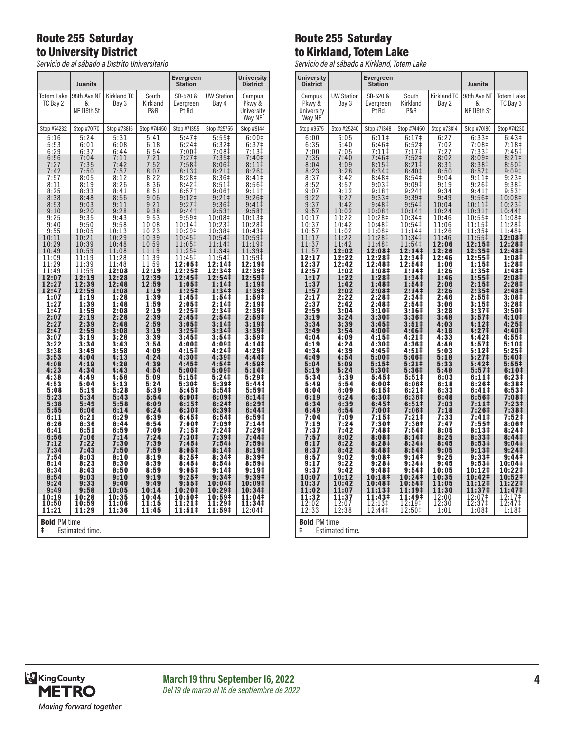## Route 255 Saturday to University District

*Servicio de al sábado a Distrito Universitario*

| | Juanita | | | Evergreen Station | | University District |
|---|---|---|---|---|---|---|
| Totem Lake TC Bay 2 | 98th Ave NE & NE 116th St | Kirkland TC Bay 3 | South Kirkland P&R | SR-520 & Evergreen Pt Rd | UW Station Bay 4 | Campus Pkwy & University Way NE |
| Stop #74232 | Stop #70170 | Stop #73816 | Stop #74450 | Stop #71355 | Stop #25755 | Stop #9144 |
| 5:16 | 5:24 | 5:31 | 5:41 | 5:47‡ | 5:55‡ | 6:00‡ |
| 5:53 | 6:01 | 6:08 | 6:18 | 6:24‡ | 6:32‡ | 6:37‡ |
| 6:29 | 6:37 | 6:44 | 6:54 | 7:00‡ | 7:08‡ | 7:13‡ |
| 6:56 | 7:04 | 7:11 | 7:21 | 7:27‡ | 7:35‡ | 7:40‡ |
| 7:27 | 7:35 | 7:42 | 7:52 | 7:58‡ | 8:06‡ | 8:11‡ |
| 7:42 | 7:50 | 7:57 | 8:07 | 8:13‡ | 8:21‡ | 8:26‡ |
| 7:57 | 8:05 | 8:12 | 8:22 | 8:28‡ | 8:36‡ | 8:41‡ |
| 8:11 | 8:19 | 8:26 | 8:36 | 8:42‡ | 8:51‡ | 8:56‡ |
| 8:25 | 8:33 | 8:41 | 8:51 | 8:57‡ | 9:06‡ | 9:11‡ |
| 8:38 | 8:48 | 8:56 | 9:06 | 9:12‡ | 9:21‡ | 9:26‡ |
| 8:53 | 9:03 | 9:11 | 9:21 | 9:27‡ | 9:36‡ | 9:41‡ |
| 9:10 | 9:20 | 9:28 | 9:38 | 9:44‡ | 9:53‡ | 9:58‡ |
| 9:25 | 9:35 | 9:43 | 9:53 | 9:59‡ | 10:08‡ | 10:13‡ |
| 9:40 | 9:50 | 9:58 | 10:08 | 10:14‡ | 10:23‡ | 10:28‡ |
| 9:55 | 10:05 | 10:13 | 10:23 | 10:29‡ | 10:38‡ | 10:43‡ |
| 10:11 | 10:21 | 10:29 | 10:39 | 10:45‡ | 10:54‡ | 10:59‡ |
| 10:29 | 10:39 | 10:48 | 10:59 | 11:05‡ | 11:14‡ | 11:19‡ |
| 10:49 | 10:59 | 11:08 | 11:19 | 11:25‡ | 11:34‡ | 11:39‡ |
| 11:09 | 11:19 | 11:28 | 11:39 | 11:45‡ | 11:54‡ | 11:59‡ |
| 11:29 | 11:39 | 11:48 | 11:59 | **12:05‡** | **12:14‡** | **12:19‡** |
| 11:49 | 11:59 | **12:08** | **12:19** | **12:25‡** | **12:34‡** | **12:39‡** |
| **12:07** | **12:19** | **12:28** | **12:39** | **12:45‡** | **12:54‡** | **12:59‡** |
| **12:27** | **12:39** | **12:48** | **12:59** | **1:05‡** | **1:14‡** | **1:19‡** |
| **12:47** | **12:59** | **1:08** | **1:19** | **1:25‡** | **1:34‡** | **1:39‡** |
| **1:07** | **1:19** | **1:28** | **1:39** | **1:45‡** | **1:54‡** | **1:59‡** |
| **1:27** | **1:39** | **1:48** | **1:59** | **2:05‡** | **2:14‡** | **2:19‡** |
| **1:47** | **1:59** | **2:08** | **2:19** | **2:25‡** | **2:34‡** | **2:39‡** |
| **2:07** | **2:19** | **2:28** | **2:39** | **2:45‡** | **2:54‡** | **2:59‡** |
| **2:27** | **2:39** | **2:48** | **2:59** | **3:05‡** | **3:14‡** | **3:19‡** |
| **2:47** | **2:59** | **3:08** | **3:19** | **3:25‡** | **3:34‡** | **3:39‡** |
| **3:07** | **3:19** | **3:28** | **3:39** | **3:45‡** | **3:54‡** | **3:59‡** |
| **3:22** | **3:34** | **3:43** | **3:54** | **4:00‡** | **4:09‡** | **4:14‡** |
| **3:38** | **3:49** | **3:58** | **4:09** | **4:15‡** | **4:24‡** | **4:29‡** |
| **3:53** | **4:04** | **4:13** | **4:24** | **4:30‡** | **4:39‡** | **4:44‡** |
| **4:08** | **4:19** | **4:28** | **4:39** | **4:45‡** | **4:54‡** | **4:59‡** |
| **4:23** | **4:34** | **4:43** | **4:54** | **5:00‡** | **5:09‡** | **5:14‡** |
| **4:38** | **4:49** | **4:58** | **5:09** | **5:15‡** | **5:24‡** | **5:29‡** |
| **4:53** | **5:04** | **5:13** | **5:24** | **5:30‡** | **5:39‡** | **5:44‡** |
| **5:08** | **5:19** | **5:28** | **5:39** | **5:45‡** | **5:54‡** | **5:59‡** |
| **5:23** | **5:34** | **5:43** | **5:54** | **6:00‡** | **6:09‡** | **6:14‡** |
| **5:38** | **5:49** | **5:58** | **6:09** | **6:15‡** | **6:24‡** | **6:29‡** |
| **5:55** | **6:06** | **6:14** | **6:24** | **6:30‡** | **6:39‡** | **6:44‡** |
| **6:11** | **6:21** | **6:29** | **6:39** | **6:45‡** | **6:54‡** | **6:59‡** |
| **6:26** | **6:36** | **6:44** | **6:54** | **7:00‡** | **7:09‡** | **7:14‡** |
| **6:41** | **6:51** | **6:59** | **7:09** | **7:15‡** | **7:24‡** | **7:29‡** |
| **6:56** | **7:06** | **7:14** | **7:24** | **7:30‡** | **7:39‡** | **7:44‡** |
| **7:12** | **7:22** | **7:30** | **7:39** | **7:45‡** | **7:54‡** | **7:59‡** |
| **7:34** | **7:43** | **7:50** | **7:59** | **8:05‡** | **8:14‡** | **8:19‡** |
| **7:54** | **8:03** | **8:10** | **8:19** | **8:25‡** | **8:34‡** | **8:39‡** |
| **8:14** | **8:23** | **8:30** | **8:39** | **8:45‡** | **8:54‡** | **8:59‡** |
| **8:34** | **8:43** | **8:50** | **8:59** | **9:05‡** | **9:14‡** | **9:19‡** |
| **8:54** | **9:03** | **9:10** | **9:19** | **9:25‡** | **9:34‡** | **9:39‡** |
| **9:24** | **9:33** | **9:40** | **9:49** | **9:55‡** | **10:04‡** | **10:09‡** |
| **9:49** | **9:58** | **10:05** | **10:14** | **10:20‡** | **10:29‡** | **10:34‡** |
| **10:19** | **10:28** | **10:35** | **10:44** | **10:50‡** | **10:59‡** | **11:04‡** |
| **10:50** | **10:59** | **11:06** | **11:15** | **11:21‡** | **11:29‡** | **11:34‡** |
| **11:21** | **11:29** | **11:36** | **11:45** | **11:51‡** | **11:59‡** | 12:04‡ |

**Bold** PM time
‡ Estimated time.

## Route 255 Saturday to Kirkland, Totem Lake

*Servicio de al sábado a Kirkland, Totem Lake*

| University District | | Evergreen Station | | | Juanita | |
|---|---|---|---|---|---|---|
| Campus Pkwy & University Way NE | UW Station Bay 3 | SR-520 & Evergreen Pt Rd | South Kirkland P&R | Kirkland TC Bay 2 | 98th Ave NE & NE 116th St | Totem Lake TC Bay 3 |
| Stop #9575 | Stop #25240 | Stop #71348 | Stop #74450 | Stop #73814 | Stop #70180 | Stop #74230 |
| 6:00 | 6:05 | 6:11‡ | 6:17‡ | 6:27 | 6:33‡ | 6:43‡ |
| 6:35 | 6:40 | 6:46‡ | 6:52‡ | 7:02 | 7:08‡ | 7:18‡ |
| 7:00 | 7:05 | 7:11‡ | 7:17‡ | 7:27 | 7:33‡ | 7:45‡ |
| 7:35 | 7:40 | 7:46‡ | 7:52‡ | 8:02 | 8:09‡ | 8:21‡ |
| 8:04 | 8:09 | 8:15‡ | 8:21‡ | 8:31 | 8:38‡ | 8:50‡ |
| 8:23 | 8:28 | 8:34‡ | 8:40‡ | 8:50 | 8:57‡ | 9:09‡ |
| 8:37 | 8:42 | 8:48‡ | 8:54‡ | 9:04 | 9:11‡ | 9:23‡ |
| 8:52 | 8:57 | 9:03‡ | 9:09‡ | 9:19 | 9:26‡ | 9:38‡ |
| 9:07 | 9:12 | 9:18‡ | 9:24‡ | 9:34 | 9:41‡ | 9:53‡ |
| 9:22 | 9:27 | 9:33‡ | 9:39‡ | 9:49 | 9:56‡ | 10:08‡ |
| 9:37 | 9:42 | 9:48‡ | 9:54‡ | 10:04 | 10:11‡ | 10:23‡ |
| 9:57 | 10:02 | 10:08‡ | 10:14‡ | 10:24 | 10:31‡ | 10:44‡ |
| 10:17 | 10:22 | 10:28‡ | 10:34‡ | 10:46 | 10:55‡ | 11:08‡ |
| 10:37 | 10:42 | 10:48‡ | 10:54‡ | 11:06 | 11:15‡ | 11:28‡ |
| 10:57 | 11:02 | 11:08‡ | 11:14‡ | 11:26 | 11:35‡ | 11:48‡ |
| 11:17 | 11:22 | 11:28‡ | 11:34‡ | 11:46 | 11:55‡ | **12:08‡** |
| 11:37 | 11:42 | 11:48‡ | 11:54‡ | **12:06** | **12:15‡** | **12:28‡** |
| 11:57 | **12:02** | **12:08‡** | **12:14‡** | **12:26** | **12:35‡** | **12:48‡** |
| **12:17** | **12:22** | **12:28‡** | **12:34‡** | **12:46** | **12:55‡** | **1:08‡** |
| **12:37** | **12:42** | **12:48‡** | **12:54‡** | **1:06** | **1:15‡** | **1:28‡** |
| **12:57** | **1:02** | **1:08‡** | **1:14‡** | **1:26** | **1:35‡** | **1:48‡** |
| **1:17** | **1:22** | **1:28‡** | **1:34‡** | **1:46** | **1:55‡** | **2:08‡** |
| **1:37** | **1:42** | **1:48‡** | **1:54‡** | **2:06** | **2:15‡** | **2:28‡** |
| **1:57** | **2:02** | **2:08‡** | **2:14‡** | **2:26** | **2:35‡** | **2:48‡** |
| **2:17** | **2:22** | **2:28‡** | **2:34‡** | **2:46** | **2:55‡** | **3:08‡** |
| **2:37** | **2:42** | **2:48‡** | **2:54‡** | **3:06** | **3:15‡** | **3:28‡** |
| **2:59** | **3:04** | **3:10‡** | **3:16‡** | **3:28** | **3:37‡** | **3:50‡** |
| **3:19** | **3:24** | **3:30‡** | **3:36‡** | **3:48** | **3:57‡** | **4:10‡** |
| **3:34** | **3:39** | **3:45‡** | **3:51‡** | **4:03** | **4:12‡** | **4:25‡** |
| **3:49** | **3:54** | **4:00‡** | **4:06‡** | **4:18** | **4:27‡** | **4:40‡** |
| **4:04** | **4:09** | **4:15‡** | **4:21‡** | **4:33** | **4:42‡** | **4:55‡** |
| **4:19** | **4:24** | **4:30‡** | **4:36‡** | **4:48** | **4:57‡** | **5:10‡** |
| **4:34** | **4:39** | **4:45‡** | **4:51‡** | **5:03** | **5:12‡** | **5:25‡** |
| **4:49** | **4:54** | **5:00‡** | **5:06‡** | **5:18** | **5:27‡** | **5:40‡** |
| **5:04** | **5:09** | **5:15‡** | **5:21‡** | **5:33** | **5:42‡** | **5:55‡** |
| **5:19** | **5:24** | **5:30‡** | **5:36‡** | **5:48** | **5:57‡** | **6:10‡** |
| **5:34** | **5:39** | **5:45‡** | **5:51‡** | **6:03** | **6:11‡** | **6:23‡** |
| **5:49** | **5:54** | **6:00‡** | **6:06‡** | **6:18** | **6:26‡** | **6:38‡** |
| **6:04** | **6:09** | **6:15‡** | **6:21‡** | **6:33** | **6:41‡** | **6:53‡** |
| **6:19** | **6:24** | **6:30‡** | **6:36‡** | **6:48** | **6:56‡** | **7:08‡** |
| **6:34** | **6:39** | **6:45‡** | **6:51‡** | **7:03** | **7:11‡** | **7:23‡** |
| **6:49** | **6:54** | **7:00‡** | **7:06‡** | **7:18** | **7:26‡** | **7:38‡** |
| **7:04** | **7:09** | **7:15‡** | **7:21‡** | **7:33** | **7:41‡** | **7:52‡** |
| **7:19** | **7:24** | **7:30‡** | **7:36‡** | **7:47** | **7:55‡** | **8:06‡** |
| **7:37** | **7:42** | **7:48‡** | **7:54‡** | **8:05** | **8:13‡** | **8:24‡** |
| **7:57** | **8:02** | **8:08‡** | **8:14‡** | **8:25** | **8:33‡** | **8:44‡** |
| **8:17** | **8:22** | **8:28‡** | **8:34‡** | **8:45** | **8:53‡** | **9:04‡** |
| **8:37** | **8:42** | **8:48‡** | **8:54‡** | **9:05** | **9:13‡** | **9:24‡** |
| **8:57** | **9:02** | **9:08‡** | **9:14‡** | **9:25** | **9:33‡** | **9:44‡** |
| **9:17** | **9:22** | **9:28‡** | **9:34‡** | **9:45** | **9:53‡** | **10:04‡** |
| **9:37** | **9:42** | **9:48‡** | **9:54‡** | **10:05** | **10:12‡** | **10:22‡** |
| **10:07** | **10:12** | **10:18‡** | **10:24‡** | **10:35** | **10:42‡** | **10:52‡** |
| **10:37** | **10:42** | **10:48‡** | **10:54‡** | **11:05** | **11:12‡** | **11:22‡** |
| **11:02** | **11:07** | **11:13‡** | **11:19‡** | **11:30** | **11:37‡** | **11:47‡** |
| **11:32** | **11:37** | **11:43‡** | **11:49‡** | 12:00 | 12:07‡ | 12:17‡ |
| 12:02 | 12:07 | 12:13‡ | 12:19‡ | 12:30 | 12:37‡ | 12:47‡ |
| 12:33 | 12:38 | 12:44‡ | 12:50‡ | 1:01 | 1:08‡ | 1:18‡ |

**Bold** PM time
‡ Estimated time.

**March 19 thru September 16, 2022**
*Del 19 de marzo al 16 de septiembre de 2022*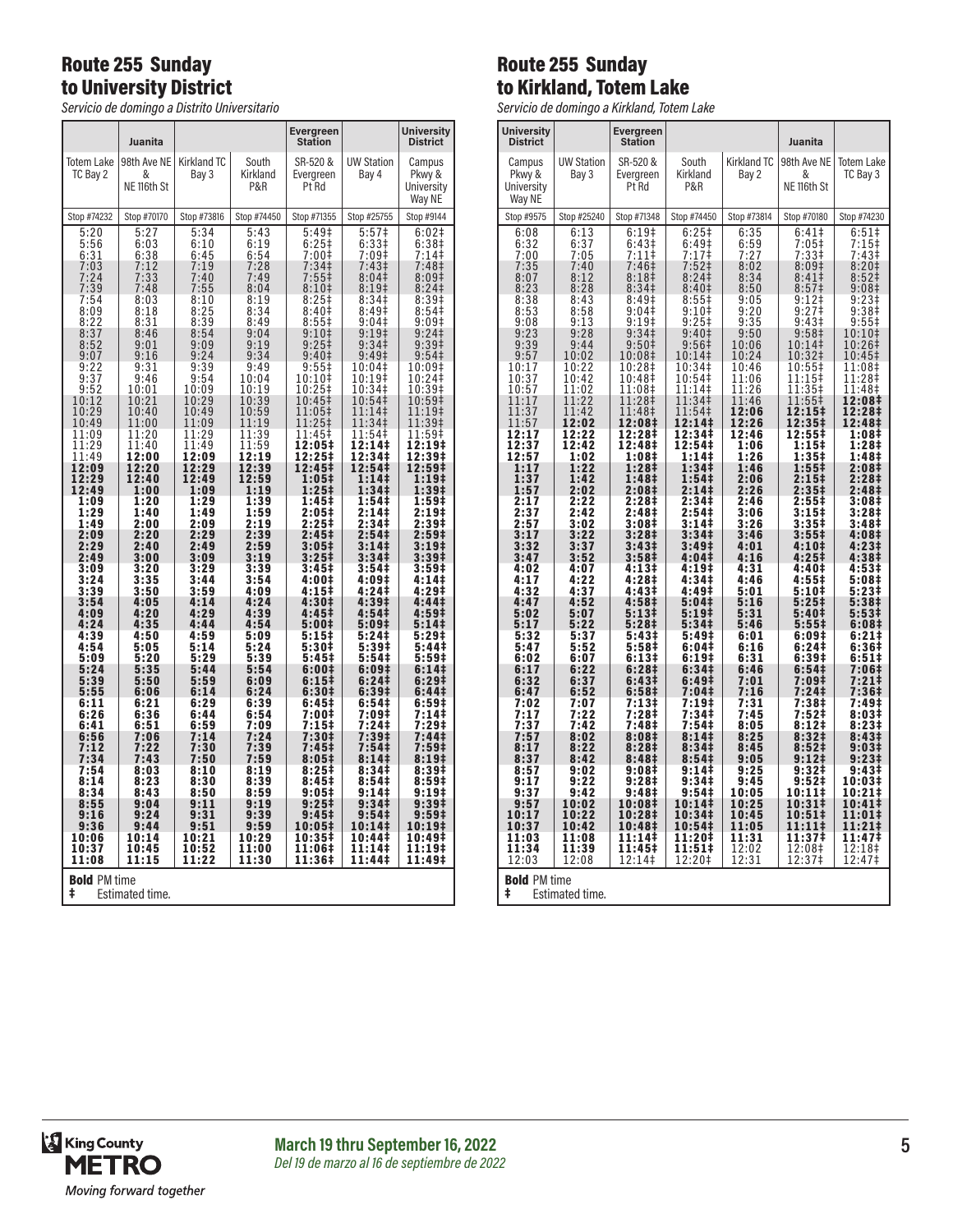## Route 255 Sunday to University District

*Servicio de domingo a Distrito Universitario*

| | Juanita | | | Evergreen Station | | University District |
|---|---|---|---|---|---|---|
| Totem Lake TC Bay 2 | 98th Ave NE & NE 116th St | Kirkland TC Bay 3 | South Kirkland P&R | SR-520 & Evergreen Pt Rd | UW Station Bay 4 | Campus Pkwy & University Way NE |
| Stop #74232 | Stop #70170 | Stop #73816 | Stop #74450 | Stop #71355 | Stop #25755 | Stop #9144 |
| 5:20 | 5:27 | 5:34 | 5:43 | 5:49‡ | 5:57‡ | 6:02‡ |
| 5:56 | 6:03 | 6:10 | 6:19 | 6:25‡ | 6:33‡ | 6:38‡ |
| 6:31 | 6:38 | 6:45 | 6:54 | 7:00‡ | 7:09‡ | 7:14‡ |
| 7:03 | 7:12 | 7:19 | 7:28 | 7:34‡ | 7:43‡ | 7:48‡ |
| 7:24 | 7:33 | 7:40 | 7:49 | 7:55‡ | 8:04‡ | 8:09‡ |
| 7:39 | 7:48 | 7:55 | 8:04 | 8:10‡ | 8:19‡ | 8:24‡ |
| 7:54 | 8:03 | 8:10 | 8:19 | 8:25‡ | 8:34‡ | 8:39‡ |
| 8:09 | 8:18 | 8:25 | 8:34 | 8:40‡ | 8:49‡ | 8:54‡ |
| 8:22 | 8:31 | 8:39 | 8:49 | 8:55‡ | 9:04‡ | 9:09‡ |
| 8:37 | 8:46 | 8:54 | 9:04 | 9:10‡ | 9:19‡ | 9:24‡ |
| 8:52 | 9:01 | 9:09 | 9:19 | 9:25‡ | 9:34‡ | 9:39‡ |
| 9:07 | 9:16 | 9:24 | 9:34 | 9:40‡ | 9:49‡ | 9:54‡ |
| 9:22 | 9:31 | 9:39 | 9:49 | 9:55‡ | 10:04‡ | 10:09‡ |
| 9:37 | 9:46 | 9:54 | 10:04 | 10:10‡ | 10:19‡ | 10:24‡ |
| 9:52 | 10:01 | 10:09 | 10:19 | 10:25‡ | 10:34‡ | 10:39‡ |
| 10:12 | 10:21 | 10:29 | 10:39 | 10:45‡ | 10:54‡ | 10:59‡ |
| 10:29 | 10:40 | 10:49 | 10:59 | 11:05‡ | 11:14‡ | 11:19‡ |
| 10:49 | 11:00 | 11:09 | 11:19 | 11:25‡ | 11:34‡ | 11:39‡ |
| 11:09 | 11:20 | 11:29 | 11:39 | 11:45‡ | 11:54‡ | 11:59‡ |
| 11:29 | 11:40 | 11:49 | 11:59 | **12:05‡** | **12:14‡** | **12:19‡** |
| 11:49 | **12:00** | **12:09** | **12:19** | **12:25‡** | **12:34‡** | **12:39‡** |
| **12:09** | **12:20** | **12:29** | **12:39** | **12:45‡** | **12:54‡** | **12:59‡** |
| **12:29** | **12:40** | **12:49** | **12:59** | **1:05‡** | **1:14‡** | **1:19‡** |
| **12:49** | **1:00** | **1:09** | **1:19** | **1:25‡** | **1:34‡** | **1:39‡** |
| **1:09** | **1:20** | **1:29** | **1:39** | **1:45‡** | **1:54‡** | **1:59‡** |
| **1:29** | **1:40** | **1:49** | **1:59** | **2:05‡** | **2:14‡** | **2:19‡** |
| **1:49** | **2:00** | **2:09** | **2:19** | **2:25‡** | **2:34‡** | **2:39‡** |
| **2:09** | **2:20** | **2:29** | **2:39** | **2:45‡** | **2:54‡** | **2:59‡** |
| **2:29** | **2:40** | **2:49** | **2:59** | **3:05‡** | **3:14‡** | **3:19‡** |
| **2:49** | **3:00** | **3:09** | **3:19** | **3:25‡** | **3:34‡** | **3:39‡** |
| **3:09** | **3:20** | **3:29** | **3:39** | **3:45‡** | **3:54‡** | **3:59‡** |
| **3:24** | **3:35** | **3:44** | **3:54** | **4:00‡** | **4:09‡** | **4:14‡** |
| **3:39** | **3:50** | **3:59** | **4:09** | **4:15‡** | **4:24‡** | **4:29‡** |
| **3:54** | **4:05** | **4:14** | **4:24** | **4:30‡** | **4:39‡** | **4:44‡** |
| **4:09** | **4:20** | **4:29** | **4:39** | **4:45‡** | **4:54‡** | **4:59‡** |
| **4:24** | **4:35** | **4:44** | **4:54** | **5:00‡** | **5:09‡** | **5:14‡** |
| **4:39** | **4:50** | **4:59** | **5:09** | **5:15‡** | **5:24‡** | **5:29‡** |
| **4:54** | **5:05** | **5:14** | **5:24** | **5:30‡** | **5:39‡** | **5:44‡** |
| **5:09** | **5:20** | **5:29** | **5:39** | **5:45‡** | **5:54‡** | **5:59‡** |
| **5:24** | **5:35** | **5:44** | **5:54** | **6:00‡** | **6:09‡** | **6:14‡** |
| **5:39** | **5:50** | **5:59** | **6:09** | **6:15‡** | **6:24‡** | **6:29‡** |
| **5:55** | **6:06** | **6:14** | **6:24** | **6:30‡** | **6:39‡** | **6:44‡** |
| **6:11** | **6:21** | **6:29** | **6:39** | **6:45‡** | **6:54‡** | **6:59‡** |
| **6:26** | **6:36** | **6:44** | **6:54** | **7:00‡** | **7:09‡** | **7:14‡** |
| **6:41** | **6:51** | **6:59** | **7:09** | **7:15‡** | **7:24‡** | **7:29‡** |
| **6:56** | **7:06** | **7:14** | **7:24** | **7:30‡** | **7:39‡** | **7:44‡** |
| **7:12** | **7:22** | **7:30** | **7:39** | **7:45‡** | **7:54‡** | **7:59‡** |
| **7:34** | **7:43** | **7:50** | **7:59** | **8:05‡** | **8:14‡** | **8:19‡** |
| **7:54** | **8:03** | **8:10** | **8:19** | **8:25‡** | **8:34‡** | **8:39‡** |
| **8:14** | **8:23** | **8:30** | **8:39** | **8:45‡** | **8:54‡** | **8:59‡** |
| **8:34** | **8:43** | **8:50** | **8:59** | **9:05‡** | **9:14‡** | **9:19‡** |
| **8:55** | **9:04** | **9:11** | **9:19** | **9:25‡** | **9:34‡** | **9:39‡** |
| **9:16** | **9:24** | **9:31** | **9:39** | **9:45‡** | **9:54‡** | **9:59‡** |
| **9:36** | **9:44** | **9:51** | **9:59** | **10:05‡** | **10:14‡** | **10:19‡** |
| **10:06** | **10:14** | **10:21** | **10:29** | **10:35‡** | **10:44‡** | **10:49‡** |
| **10:37** | **10:45** | **10:52** | **11:00** | **11:06‡** | **11:14‡** | **11:19‡** |
| **11:08** | **11:15** | **11:22** | **11:30** | **11:36‡** | **11:44‡** | **11:49‡** |

**Bold** PM time
‡ Estimated time.

## Route 255 Sunday to Kirkland, Totem Lake

*Servicio de domingo a Kirkland, Totem Lake*

| University District | | Evergreen Station | | | Juanita | |
|---|---|---|---|---|---|---|
| Campus Pkwy & University Way NE | UW Station Bay 3 | SR-520 & Evergreen Pt Rd | South Kirkland P&R | Kirkland TC Bay 2 | 98th Ave NE & NE 116th St | Totem Lake TC Bay 3 |
| Stop #9575 | Stop #25240 | Stop #71348 | Stop #74450 | Stop #73814 | Stop #70180 | Stop #74230 |
| 6:08 | 6:13 | 6:19‡ | 6:25‡ | 6:35 | 6:41‡ | 6:51‡ |
| 6:32 | 6:37 | 6:43‡ | 6:49‡ | 6:59 | 7:05‡ | 7:15‡ |
| 7:00 | 7:05 | 7:11‡ | 7:17‡ | 7:27 | 7:33‡ | 7:43‡ |
| 7:35 | 7:40 | 7:46‡ | 7:52‡ | 8:02 | 8:09‡ | 8:20‡ |
| 8:07 | 8:12 | 8:18‡ | 8:24‡ | 8:34 | 8:41‡ | 8:52‡ |
| 8:23 | 8:28 | 8:34‡ | 8:40‡ | 8:50 | 8:57‡ | 9:08‡ |
| 8:38 | 8:43 | 8:49‡ | 8:55‡ | 9:05 | 9:12‡ | 9:23‡ |
| 8:53 | 8:58 | 9:04‡ | 9:10‡ | 9:20 | 9:27‡ | 9:38‡ |
| 9:08 | 9:13 | 9:19‡ | 9:25‡ | 9:35 | 9:43‡ | 9:55‡ |
| 9:23 | 9:28 | 9:34‡ | 9:40‡ | 9:50 | 9:58‡ | 10:10‡ |
| 9:39 | 9:44 | 9:50‡ | 9:56‡ | 10:06 | 10:14‡ | 10:26‡ |
| 9:57 | 10:02 | 10:08‡ | 10:14‡ | 10:24 | 10:32‡ | 10:45‡ |
| 10:17 | 10:22 | 10:28‡ | 10:34‡ | 10:46 | 10:55‡ | 11:08‡ |
| 10:37 | 10:42 | 10:48‡ | 10:54‡ | 11:06 | 11:15‡ | 11:28‡ |
| 10:57 | 11:02 | 11:08‡ | 11:14‡ | 11:26 | 11:35‡ | 11:48‡ |
| 11:17 | 11:22 | 11:28‡ | 11:34‡ | 11:46 | 11:55‡ | **12:08‡** |
| 11:37 | 11:42 | 11:48‡ | 11:54‡ | **12:06** | **12:15‡** | **12:28‡** |
| 11:57 | **12:02** | **12:08‡** | **12:14‡** | **12:26** | **12:35‡** | **12:48‡** |
| **12:17** | **12:22** | **12:28‡** | **12:34‡** | **12:46** | **12:55‡** | **1:08‡** |
| **12:37** | **12:42** | **12:48‡** | **12:54‡** | **1:06** | **1:15‡** | **1:28‡** |
| **12:57** | **1:02** | **1:08‡** | **1:14‡** | **1:26** | **1:35‡** | **1:48‡** |
| **1:17** | **1:22** | **1:28‡** | **1:34‡** | **1:46** | **1:55‡** | **2:08‡** |
| **1:37** | **1:42** | **1:48‡** | **1:54‡** | **2:06** | **2:15‡** | **2:28‡** |
| **1:57** | **2:02** | **2:08‡** | **2:14‡** | **2:26** | **2:35‡** | **2:48‡** |
| **2:17** | **2:22** | **2:28‡** | **2:34‡** | **2:46** | **2:55‡** | **3:08‡** |
| **2:37** | **2:42** | **2:48‡** | **2:54‡** | **3:06** | **3:15‡** | **3:28‡** |
| **2:57** | **3:02** | **3:08‡** | **3:14‡** | **3:26** | **3:35‡** | **3:48‡** |
| **3:17** | **3:22** | **3:28‡** | **3:34‡** | **3:46** | **3:55‡** | **4:08‡** |
| **3:32** | **3:37** | **3:43‡** | **3:49‡** | **4:01** | **4:10‡** | **4:23‡** |
| **3:47** | **3:52** | **3:58‡** | **4:04‡** | **4:16** | **4:25‡** | **4:38‡** |
| **4:02** | **4:07** | **4:13‡** | **4:19‡** | **4:31** | **4:40‡** | **4:53‡** |
| **4:17** | **4:22** | **4:28‡** | **4:34‡** | **4:46** | **4:55‡** | **5:08‡** |
| **4:32** | **4:37** | **4:43‡** | **4:49‡** | **5:01** | **5:10‡** | **5:23‡** |
| **4:47** | **4:52** | **4:58‡** | **5:04‡** | **5:16** | **5:25‡** | **5:38‡** |
| **5:02** | **5:07** | **5:13‡** | **5:19‡** | **5:31** | **5:40‡** | **5:53‡** |
| **5:17** | **5:22** | **5:28‡** | **5:34‡** | **5:46** | **5:55‡** | **6:08‡** |
| **5:32** | **5:37** | **5:43‡** | **5:49‡** | **6:01** | **6:09‡** | **6:21‡** |
| **5:47** | **5:52** | **5:58‡** | **6:04‡** | **6:16** | **6:24‡** | **6:36‡** |
| **6:02** | **6:07** | **6:13‡** | **6:19‡** | **6:31** | **6:39‡** | **6:51‡** |
| **6:17** | **6:22** | **6:28‡** | **6:34‡** | **6:46** | **6:54‡** | **7:06‡** |
| **6:32** | **6:37** | **6:43‡** | **6:49‡** | **7:01** | **7:09‡** | **7:21‡** |
| **6:47** | **6:52** | **6:58‡** | **7:04‡** | **7:16** | **7:24‡** | **7:36‡** |
| **7:02** | **7:07** | **7:13‡** | **7:19‡** | **7:31** | **7:38‡** | **7:49‡** |
| **7:17** | **7:22** | **7:28‡** | **7:34‡** | **7:45** | **7:52‡** | **8:03‡** |
| **7:37** | **7:42** | **7:48‡** | **7:54‡** | **8:05** | **8:12‡** | **8:23‡** |
| **7:57** | **8:02** | **8:08‡** | **8:14‡** | **8:25** | **8:32‡** | **8:43‡** |
| **8:17** | **8:22** | **8:28‡** | **8:34‡** | **8:45** | **8:52‡** | **9:03‡** |
| **8:37** | **8:42** | **8:48‡** | **8:54‡** | **9:05** | **9:12‡** | **9:23‡** |
| **8:57** | **9:02** | **9:08‡** | **9:14‡** | **9:25** | **9:32‡** | **9:43‡** |
| **9:17** | **9:22** | **9:28‡** | **9:34‡** | **9:45** | **9:52‡** | **10:03‡** |
| **9:37** | **9:42** | **9:48‡** | **9:54‡** | **10:05** | **10:11‡** | **10:21‡** |
| **9:57** | **10:02** | **10:08‡** | **10:14‡** | **10:25** | **10:31‡** | **10:41‡** |
| **10:17** | **10:22** | **10:28‡** | **10:34‡** | **10:45** | **10:51‡** | **11:01‡** |
| **10:37** | **10:42** | **10:48‡** | **10:54‡** | **11:05** | **11:11‡** | **11:21‡** |
| **11:03** | **11:08** | **11:14‡** | **11:20‡** | **11:31** | **11:37‡** | **11:47‡** |
| **11:34** | **11:39** | **11:45‡** | **11:51‡** | 12:02 | 12:08‡ | 12:18‡ |
| 12:03 | 12:08 | 12:14‡ | 12:20‡ | 12:31 | 12:37‡ | 12:47‡ |

**Bold** PM time
‡ Estimated time.

King County METRO
*Moving forward together*

**March 19 thru September 16, 2022**
*Del 19 de marzo al 16 de septiembre de 2022*